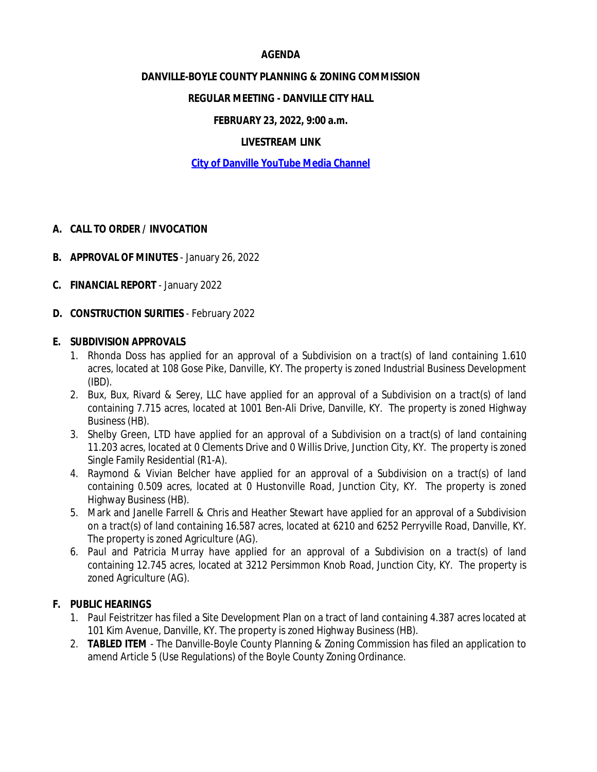# AGENDA

## DANVILLE-BOYLE COUNTY PLANNING & ZONING COMMISSION

## REGULAR MEETING - DANVILLE CITY HALL

## FEBRUARY 23, 2022, 9:00 a.m.

## LIVESTREAM LINK

**City of Danville YouTube Media Channel**

**A. CALL TO ORDER / INVOCATION**

**B. APPROVAL OF MINUTES** - January 26, 2022

**C. FINANCIAL REPORT** - January 2022

**D. CONSTRUCTION SURITIES** - February 2022

**E. SUBDIVISION APPROVALS**

1. Rhonda Doss has applied for an approval of a Subdivision on a tract(s) of land containing 1.610 acres, located at 108 Gose Pike, Danville, KY. The property is zoned Industrial Business Development (IBD).
2. Bux, Bux, Rivard & Serey, LLC have applied for an approval of a Subdivision on a tract(s) of land containing 7.715 acres, located at 1001 Ben-Ali Drive, Danville, KY. The property is zoned Highway Business (HB).
3. Shelby Green, LTD have applied for an approval of a Subdivision on a tract(s) of land containing 11.203 acres, located at 0 Clements Drive and 0 Willis Drive, Junction City, KY. The property is zoned Single Family Residential (R1-A).
4. Raymond & Vivian Belcher have applied for an approval of a Subdivision on a tract(s) of land containing 0.509 acres, located at 0 Hustonville Road, Junction City, KY. The property is zoned Highway Business (HB).
5. Mark and Janelle Farrell & Chris and Heather Stewart have applied for an approval of a Subdivision on a tract(s) of land containing 16.587 acres, located at 6210 and 6252 Perryville Road, Danville, KY. The property is zoned Agriculture (AG).
6. Paul and Patricia Murray have applied for an approval of a Subdivision on a tract(s) of land containing 12.745 acres, located at 3212 Persimmon Knob Road, Junction City, KY. The property is zoned Agriculture (AG).

**F. PUBLIC HEARINGS**

1. Paul Feistritzer has filed a Site Development Plan on a tract of land containing 4.387 acres located at 101 Kim Avenue, Danville, KY. The property is zoned Highway Business (HB).
2. **TABLED ITEM** - The Danville-Boyle County Planning & Zoning Commission has filed an application to amend Article 5 (Use Regulations) of the Boyle County Zoning Ordinance.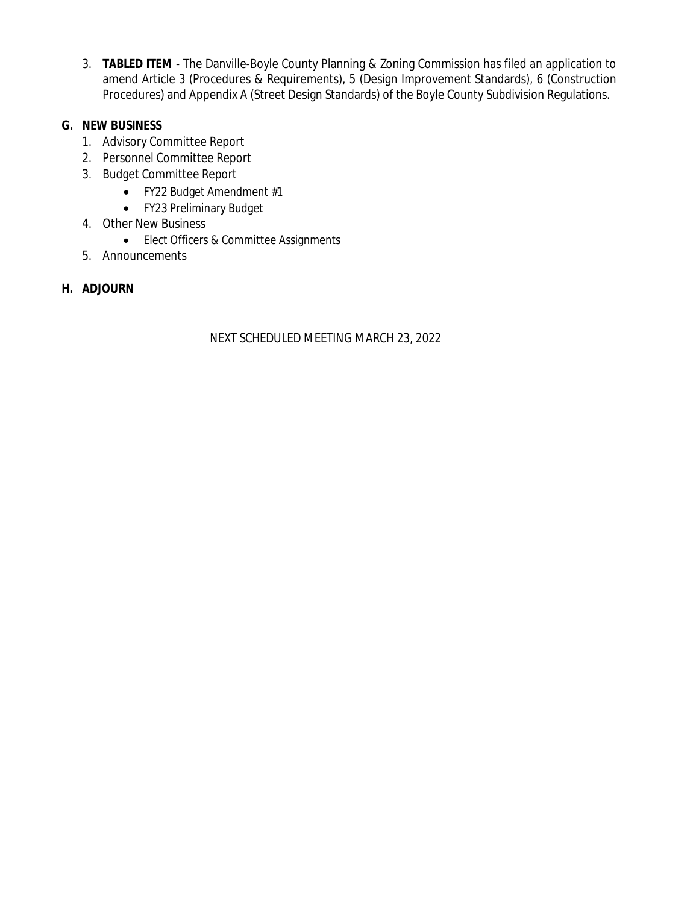3. **TABLED ITEM** - The Danville-Boyle County Planning & Zoning Commission has filed an application to amend Article 3 (Procedures & Requirements), 5 (Design Improvement Standards), 6 (Construction Procedures) and Appendix A (Street Design Standards) of the Boyle County Subdivision Regulations.

**G. NEW BUSINESS**

1. Advisory Committee Report
2. Personnel Committee Report
3. Budget Committee Report
   - FY22 Budget Amendment #1
   - FY23 Preliminary Budget
4. Other New Business
   - Elect Officers & Committee Assignments
5. Announcements

**H. ADJOURN**

NEXT SCHEDULED MEETING MARCH 23, 2022